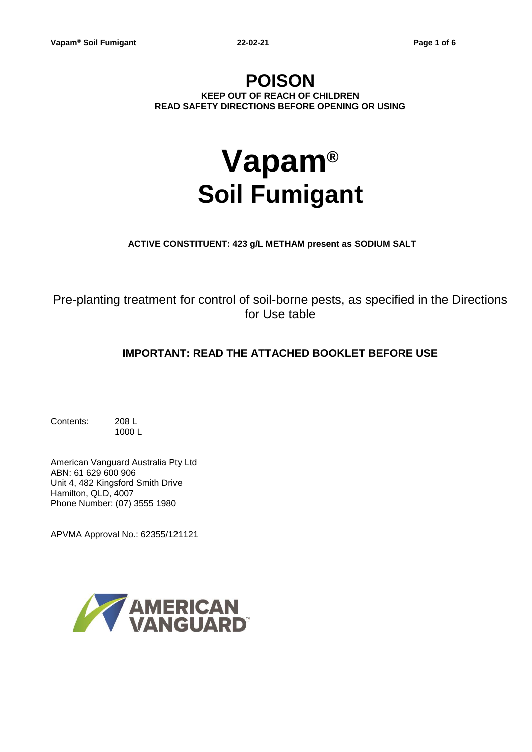# POISON

**KEEP OUT OF REACH OF CHILDREN**
**READ SAFETY DIRECTIONS BEFORE OPENING OR USING**

# Vapam®
# Soil Fumigant

**ACTIVE CONSTITUENT: 423 g/L METHAM present as SODIUM SALT**

Pre-planting treatment for control of soil-borne pests, as specified in the Directions for Use table

**IMPORTANT: READ THE ATTACHED BOOKLET BEFORE USE**

Contents: 208 L
1000 L

American Vanguard Australia Pty Ltd
ABN: 61 629 600 906
Unit 4, 482 Kingsford Smith Drive
Hamilton, QLD, 4007
Phone Number: (07) 3555 1980

APVMA Approval No.: 62355/121121

AMERICAN VANGUARD™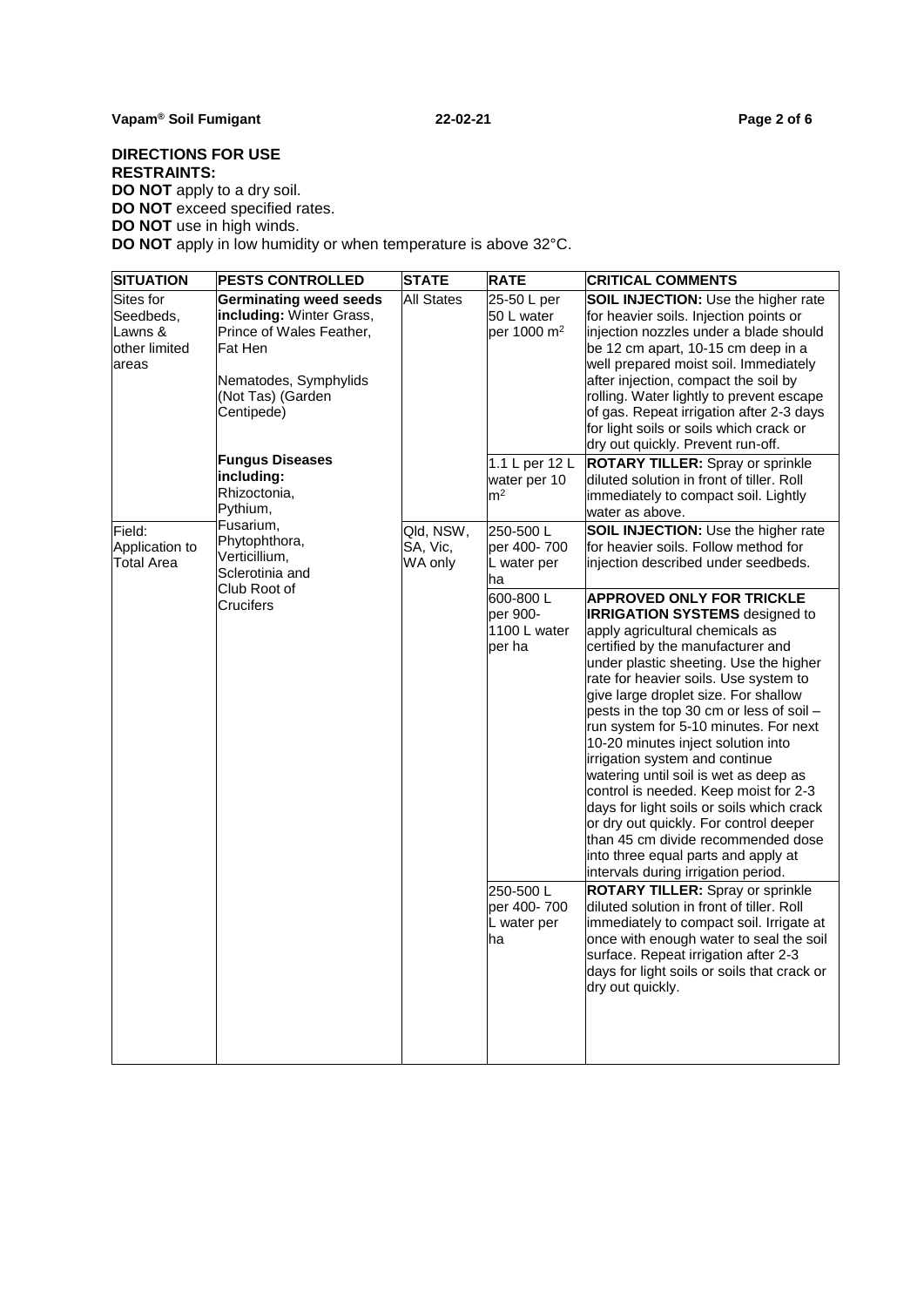**DIRECTIONS FOR USE**

**RESTRAINTS:**

**DO NOT** apply to a dry soil.
**DO NOT** exceed specified rates.
**DO NOT** use in high winds.
**DO NOT** apply in low humidity or when temperature is above 32°C.

| SITUATION | PESTS CONTROLLED | STATE | RATE | CRITICAL COMMENTS |
|---|---|---|---|---|
| Sites for Seedbeds, Lawns & other limited areas | **Germinating weed seeds including:** Winter Grass, Prince of Wales Feather, Fat Hen<br><br>Nematodes, Symphylids (Not Tas) (Garden Centipede)<br><br>**Fungus Diseases including:** Rhizoctonia, Pythium, Fusarium, Phytophthora, Verticillium, Sclerotinia and Club Root of Crucifers | All States | 25-50 L per 50 L water per 1000 m$^2$ | **SOIL INJECTION:** Use the higher rate for heavier soils. Injection points or injection nozzles under a blade should be 12 cm apart, 10-15 cm deep in a well prepared moist soil. Immediately after injection, compact the soil by rolling. Water lightly to prevent escape of gas. Repeat irrigation after 2-3 days for light soils or soils which crack or dry out quickly. Prevent run-off. |
| | | | 1.1 L per 12 L water per 10 m$^2$ | **ROTARY TILLER:** Spray or sprinkle diluted solution in front of tiller. Roll immediately to compact soil. Lightly water as above. |
| Field: Application to Total Area | | Qld, NSW, SA, Vic, WA only | 250-500 L per 400- 700 L water per ha | **SOIL INJECTION:** Use the higher rate for heavier soils. Follow method for injection described under seedbeds. |
| | | | 600-800 L per 900- 1100 L water per ha | **APPROVED ONLY FOR TRICKLE IRRIGATION SYSTEMS** designed to apply agricultural chemicals as certified by the manufacturer and under plastic sheeting. Use the higher rate for heavier soils. Use system to give large droplet size. For shallow pests in the top 30 cm or less of soil – run system for 5-10 minutes. For next 10-20 minutes inject solution into irrigation system and continue watering until soil is wet as deep as control is needed. Keep moist for 2-3 days for light soils or soils which crack or dry out quickly. For control deeper than 45 cm divide recommended dose into three equal parts and apply at intervals during irrigation period. |
| | | | 250-500 L per 400- 700 L water per ha | **ROTARY TILLER:** Spray or sprinkle diluted solution in front of tiller. Roll immediately to compact soil. Irrigate at once with enough water to seal the soil surface. Repeat irrigation after 2-3 days for light soils or soils that crack or dry out quickly. |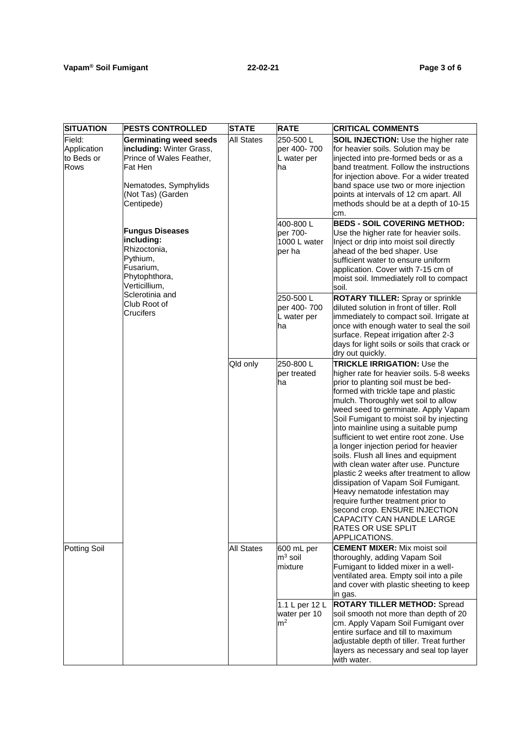| SITUATION | PESTS CONTROLLED | STATE | RATE | CRITICAL COMMENTS |
| --- | --- | --- | --- | --- |
| Field: Application to Beds or Rows | **Germinating weed seeds including:** Winter Grass, Prince of Wales Feather, Fat Hen<br><br>Nematodes, Symphylids (Not Tas) (Garden Centipede)<br><br>**Fungus Diseases including:** Rhizoctonia, Pythium, Fusarium, Phytophthora, Verticillium, Sclerotinia and Club Root of Crucifers | All States | 250-500 L per 400- 700 L water per ha | **SOIL INJECTION:** Use the higher rate for heavier soils. Solution may be injected into pre-formed beds or as a band treatment. Follow the instructions for injection above. For a wider treated band space use two or more injection points at intervals of 12 cm apart. All methods should be at a depth of 10-15 cm. |
| | | | 400-800 L per 700- 1000 L water per ha | **BEDS - SOIL COVERING METHOD:** Use the higher rate for heavier soils. Inject or drip into moist soil directly ahead of the bed shaper. Use sufficient water to ensure uniform application. Cover with 7-15 cm of moist soil. Immediately roll to compact soil. |
| | | | 250-500 L per 400- 700 L water per ha | **ROTARY TILLER:** Spray or sprinkle diluted solution in front of tiller. Roll immediately to compact soil. Irrigate at once with enough water to seal the soil surface. Repeat irrigation after 2-3 days for light soils or soils that crack or dry out quickly. |
| | | Qld only | 250-800 L per treated ha | **TRICKLE IRRIGATION:** Use the higher rate for heavier soils. 5-8 weeks prior to planting soil must be bed-formed with trickle tape and plastic mulch. Thoroughly wet soil to allow weed seed to germinate. Apply Vapam Soil Fumigant to moist soil by injecting into mainline using a suitable pump sufficient to wet entire root zone. Use a longer injection period for heavier soils. Flush all lines and equipment with clean water after use. Puncture plastic 2 weeks after treatment to allow dissipation of Vapam Soil Fumigant. Heavy nematode infestation may require further treatment prior to second crop. ENSURE INJECTION CAPACITY CAN HANDLE LARGE RATES OR USE SPLIT APPLICATIONS. |
| Potting Soil | | All States | 600 mL per $m^3$ soil mixture | **CEMENT MIXER:** Mix moist soil thoroughly, adding Vapam Soil Fumigant to lidded mixer in a well-ventilated area. Empty soil into a pile and cover with plastic sheeting to keep in gas. |
| | | | 1.1 L per 12 L water per 10 $m^2$ | **ROTARY TILLER METHOD:** Spread soil smooth not more than depth of 20 cm. Apply Vapam Soil Fumigant over entire surface and till to maximum adjustable depth of tiller. Treat further layers as necessary and seal top layer with water. |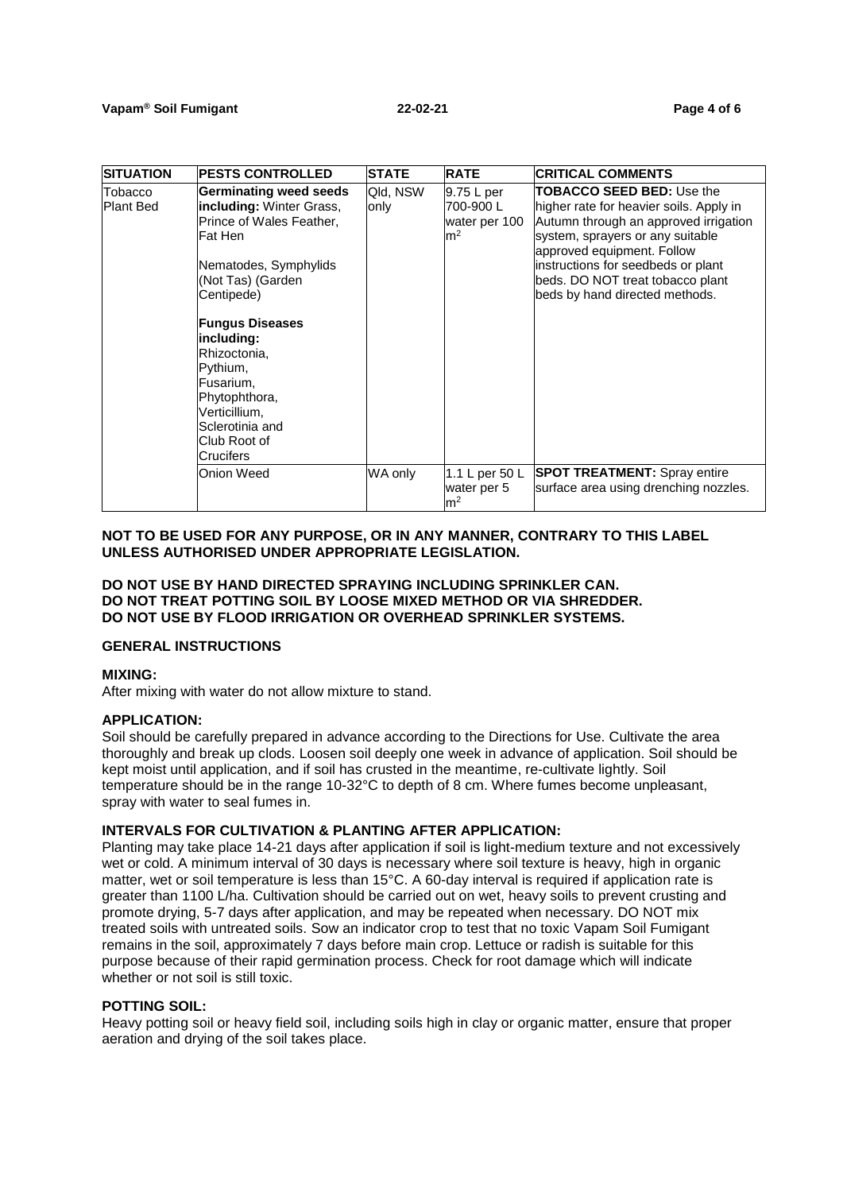| SITUATION | PESTS CONTROLLED | STATE | RATE | CRITICAL COMMENTS |
| --- | --- | --- | --- | --- |
| Tobacco Plant Bed | **Germinating weed seeds including:** Winter Grass, Prince of Wales Feather, Fat Hen<br><br>Nematodes, Symphylids (Not Tas) (Garden Centipede)<br><br>**Fungus Diseases including:** Rhizoctonia, Pythium, Fusarium, Phytophthora, Verticillium, Sclerotinia and Club Root of Crucifers | Qld, NSW only | 9.75 L per 700-900 L water per 100 m² | **TOBACCO SEED BED:** Use the higher rate for heavier soils. Apply in Autumn through an approved irrigation system, sprayers or any suitable approved equipment. Follow instructions for seedbeds or plant beds. DO NOT treat tobacco plant beds by hand directed methods. |
| | Onion Weed | WA only | 1.1 L per 50 L water per 5 m² | **SPOT TREATMENT:** Spray entire surface area using drenching nozzles. |

**NOT TO BE USED FOR ANY PURPOSE, OR IN ANY MANNER, CONTRARY TO THIS LABEL UNLESS AUTHORISED UNDER APPROPRIATE LEGISLATION.**

**DO NOT USE BY HAND DIRECTED SPRAYING INCLUDING SPRINKLER CAN.**
**DO NOT TREAT POTTING SOIL BY LOOSE MIXED METHOD OR VIA SHREDDER.**
**DO NOT USE BY FLOOD IRRIGATION OR OVERHEAD SPRINKLER SYSTEMS.**

## GENERAL INSTRUCTIONS

### MIXING:

After mixing with water do not allow mixture to stand.

### APPLICATION:

Soil should be carefully prepared in advance according to the Directions for Use. Cultivate the area thoroughly and break up clods. Loosen soil deeply one week in advance of application. Soil should be kept moist until application, and if soil has crusted in the meantime, re-cultivate lightly. Soil temperature should be in the range 10-32°C to depth of 8 cm. Where fumes become unpleasant, spray with water to seal fumes in.

### INTERVALS FOR CULTIVATION & PLANTING AFTER APPLICATION:

Planting may take place 14-21 days after application if soil is light-medium texture and not excessively wet or cold. A minimum interval of 30 days is necessary where soil texture is heavy, high in organic matter, wet or soil temperature is less than 15°C. A 60-day interval is required if application rate is greater than 1100 L/ha. Cultivation should be carried out on wet, heavy soils to prevent crusting and promote drying, 5-7 days after application, and may be repeated when necessary. DO NOT mix treated soils with untreated soils. Sow an indicator crop to test that no toxic Vapam Soil Fumigant remains in the soil, approximately 7 days before main crop. Lettuce or radish is suitable for this purpose because of their rapid germination process. Check for root damage which will indicate whether or not soil is still toxic.

### POTTING SOIL:

Heavy potting soil or heavy field soil, including soils high in clay or organic matter, ensure that proper aeration and drying of the soil takes place.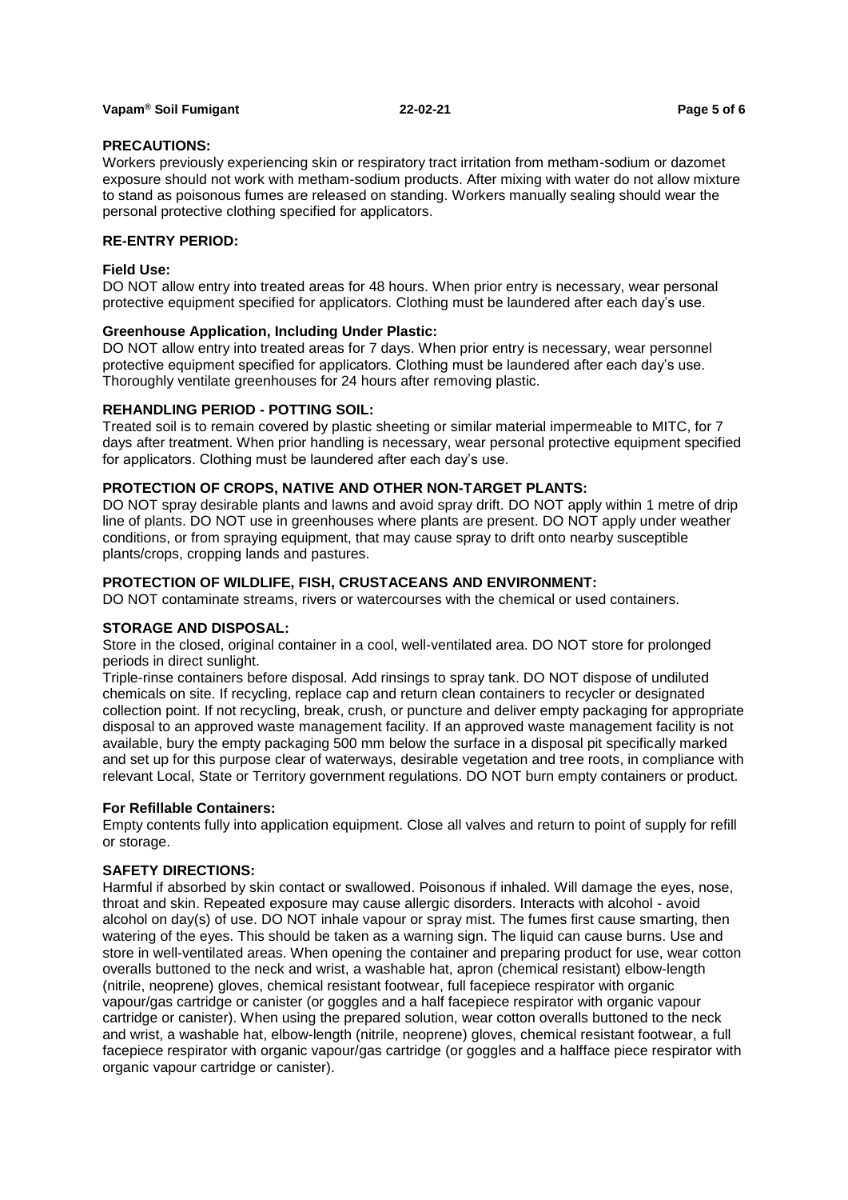## PRECAUTIONS:

Workers previously experiencing skin or respiratory tract irritation from metham-sodium or dazomet exposure should not work with metham-sodium products. After mixing with water do not allow mixture to stand as poisonous fumes are released on standing. Workers manually sealing should wear the personal protective clothing specified for applicators.

## RE-ENTRY PERIOD:

### Field Use:

DO NOT allow entry into treated areas for 48 hours. When prior entry is necessary, wear personal protective equipment specified for applicators. Clothing must be laundered after each day's use.

### Greenhouse Application, Including Under Plastic:

DO NOT allow entry into treated areas for 7 days. When prior entry is necessary, wear personnel protective equipment specified for applicators. Clothing must be laundered after each day's use. Thoroughly ventilate greenhouses for 24 hours after removing plastic.

## REHANDLING PERIOD - POTTING SOIL:

Treated soil is to remain covered by plastic sheeting or similar material impermeable to MITC, for 7 days after treatment. When prior handling is necessary, wear personal protective equipment specified for applicators. Clothing must be laundered after each day's use.

## PROTECTION OF CROPS, NATIVE AND OTHER NON-TARGET PLANTS:

DO NOT spray desirable plants and lawns and avoid spray drift. DO NOT apply within 1 metre of drip line of plants. DO NOT use in greenhouses where plants are present. DO NOT apply under weather conditions, or from spraying equipment, that may cause spray to drift onto nearby susceptible plants/crops, cropping lands and pastures.

## PROTECTION OF WILDLIFE, FISH, CRUSTACEANS AND ENVIRONMENT:

DO NOT contaminate streams, rivers or watercourses with the chemical or used containers.

## STORAGE AND DISPOSAL:

Store in the closed, original container in a cool, well-ventilated area. DO NOT store for prolonged periods in direct sunlight.

Triple-rinse containers before disposal. Add rinsings to spray tank. DO NOT dispose of undiluted chemicals on site. If recycling, replace cap and return clean containers to recycler or designated collection point. If not recycling, break, crush, or puncture and deliver empty packaging for appropriate disposal to an approved waste management facility. If an approved waste management facility is not available, bury the empty packaging 500 mm below the surface in a disposal pit specifically marked and set up for this purpose clear of waterways, desirable vegetation and tree roots, in compliance with relevant Local, State or Territory government regulations. DO NOT burn empty containers or product.

### For Refillable Containers:

Empty contents fully into application equipment. Close all valves and return to point of supply for refill or storage.

## SAFETY DIRECTIONS:

Harmful if absorbed by skin contact or swallowed. Poisonous if inhaled. Will damage the eyes, nose, throat and skin. Repeated exposure may cause allergic disorders. Interacts with alcohol - avoid alcohol on day(s) of use. DO NOT inhale vapour or spray mist. The fumes first cause smarting, then watering of the eyes. This should be taken as a warning sign. The liquid can cause burns. Use and store in well-ventilated areas. When opening the container and preparing product for use, wear cotton overalls buttoned to the neck and wrist, a washable hat, apron (chemical resistant) elbow-length (nitrile, neoprene) gloves, chemical resistant footwear, full facepiece respirator with organic vapour/gas cartridge or canister (or goggles and a half facepiece respirator with organic vapour cartridge or canister). When using the prepared solution, wear cotton overalls buttoned to the neck and wrist, a washable hat, elbow-length (nitrile, neoprene) gloves, chemical resistant footwear, a full facepiece respirator with organic vapour/gas cartridge (or goggles and a halfface piece respirator with organic vapour cartridge or canister).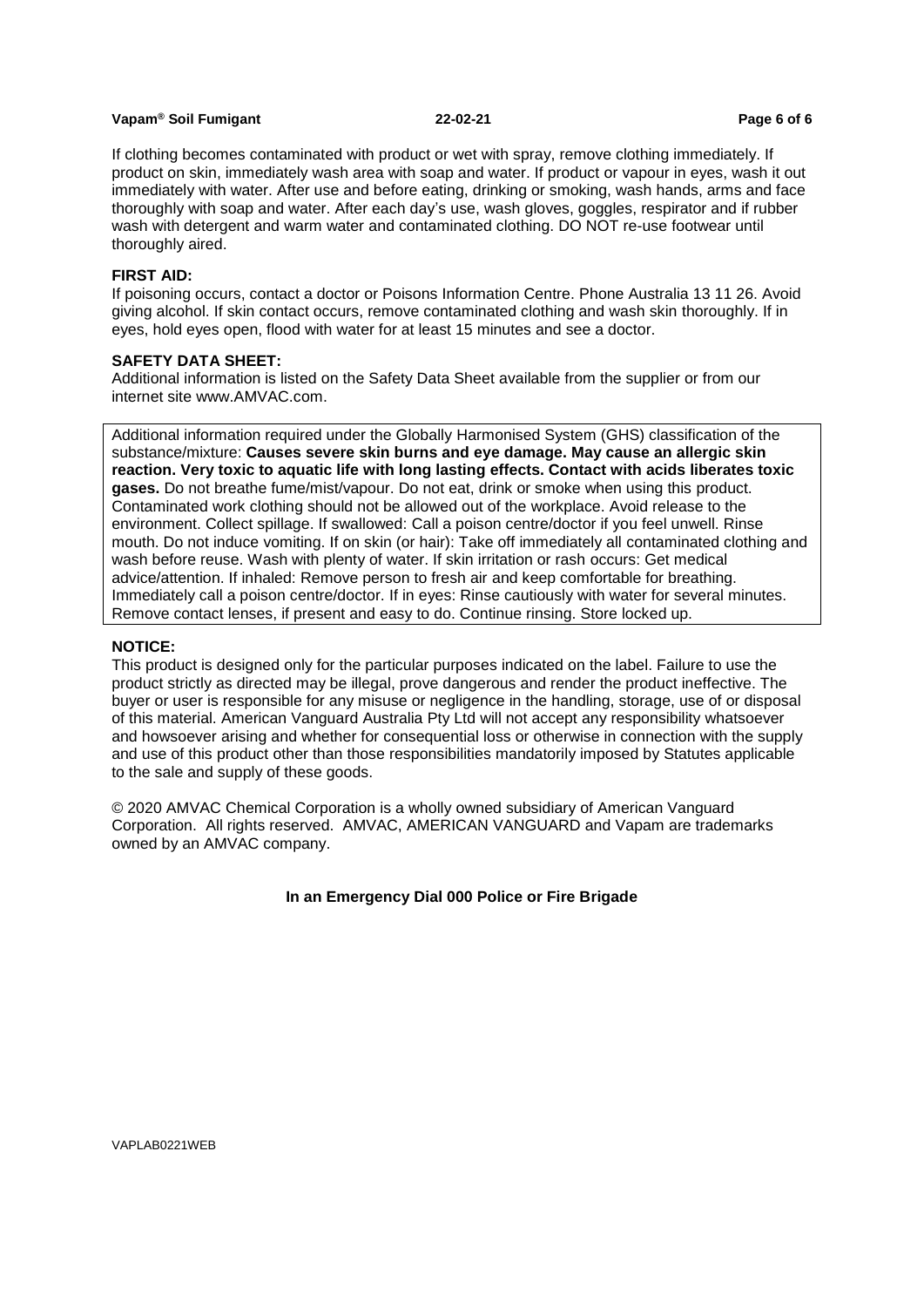If clothing becomes contaminated with product or wet with spray, remove clothing immediately. If product on skin, immediately wash area with soap and water. If product or vapour in eyes, wash it out immediately with water. After use and before eating, drinking or smoking, wash hands, arms and face thoroughly with soap and water. After each day's use, wash gloves, goggles, respirator and if rubber wash with detergent and warm water and contaminated clothing. DO NOT re-use footwear until thoroughly aired.

**FIRST AID:**
If poisoning occurs, contact a doctor or Poisons Information Centre. Phone Australia 13 11 26. Avoid giving alcohol. If skin contact occurs, remove contaminated clothing and wash skin thoroughly. If in eyes, hold eyes open, flood with water for at least 15 minutes and see a doctor.

**SAFETY DATA SHEET:**
Additional information is listed on the Safety Data Sheet available from the supplier or from our internet site www.AMVAC.com.

Additional information required under the Globally Harmonised System (GHS) classification of the substance/mixture: **Causes severe skin burns and eye damage. May cause an allergic skin reaction. Very toxic to aquatic life with long lasting effects. Contact with acids liberates toxic gases.** Do not breathe fume/mist/vapour. Do not eat, drink or smoke when using this product. Contaminated work clothing should not be allowed out of the workplace. Avoid release to the environment. Collect spillage. If swallowed: Call a poison centre/doctor if you feel unwell. Rinse mouth. Do not induce vomiting. If on skin (or hair): Take off immediately all contaminated clothing and wash before reuse. Wash with plenty of water. If skin irritation or rash occurs: Get medical advice/attention. If inhaled: Remove person to fresh air and keep comfortable for breathing. Immediately call a poison centre/doctor. If in eyes: Rinse cautiously with water for several minutes. Remove contact lenses, if present and easy to do. Continue rinsing. Store locked up.

**NOTICE:**
This product is designed only for the particular purposes indicated on the label. Failure to use the product strictly as directed may be illegal, prove dangerous and render the product ineffective. The buyer or user is responsible for any misuse or negligence in the handling, storage, use of or disposal of this material. American Vanguard Australia Pty Ltd will not accept any responsibility whatsoever and howsoever arising and whether for consequential loss or otherwise in connection with the supply and use of this product other than those responsibilities mandatorily imposed by Statutes applicable to the sale and supply of these goods.

© 2020 AMVAC Chemical Corporation is a wholly owned subsidiary of American Vanguard Corporation. All rights reserved. AMVAC, AMERICAN VANGUARD and Vapam are trademarks owned by an AMVAC company.

**In an Emergency Dial 000 Police or Fire Brigade**

VAPLAB0221WEB